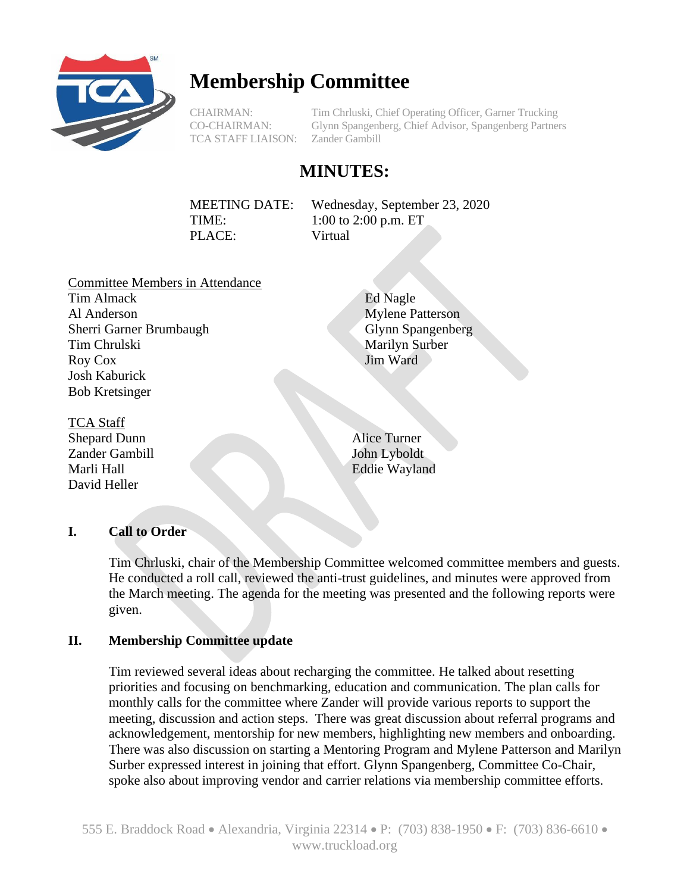# Membership Committee

CHAIRMAN: Tim Chrluski, Chief Operating Officer, Garner Trucking
CO-CHAIRMAN: Glynn Spangenberg, Chief Advisor, Spangenberg Partners
TCA STAFF LIAISON: Zander Gambill

## MINUTES:

MEETING DATE: Wednesday, September 23, 2020
TIME: 1:00 to 2:00 p.m. ET
PLACE: Virtual

Committee Members in Attendance

Tim Almack
Al Anderson
Sherri Garner Brumbaugh
Tim Chrulski
Roy Cox
Josh Kaburick
Bob Kretsinger
Ed Nagle
Mylene Patterson
Glynn Spangenberg
Marilyn Surber
Jim Ward

TCA Staff

Shepard Dunn
Zander Gambill
Marli Hall
David Heller
Alice Turner
John Lyboldt
Eddie Wayland

### I. Call to Order

Tim Chrluski, chair of the Membership Committee welcomed committee members and guests. He conducted a roll call, reviewed the anti-trust guidelines, and minutes were approved from the March meeting. The agenda for the meeting was presented and the following reports were given.

### II. Membership Committee update

Tim reviewed several ideas about recharging the committee. He talked about resetting priorities and focusing on benchmarking, education and communication. The plan calls for monthly calls for the committee where Zander will provide various reports to support the meeting, discussion and action steps. There was great discussion about referral programs and acknowledgement, mentorship for new members, highlighting new members and onboarding. There was also discussion on starting a Mentoring Program and Mylene Patterson and Marilyn Surber expressed interest in joining that effort. Glynn Spangenberg, Committee Co-Chair, spoke also about improving vendor and carrier relations via membership committee efforts.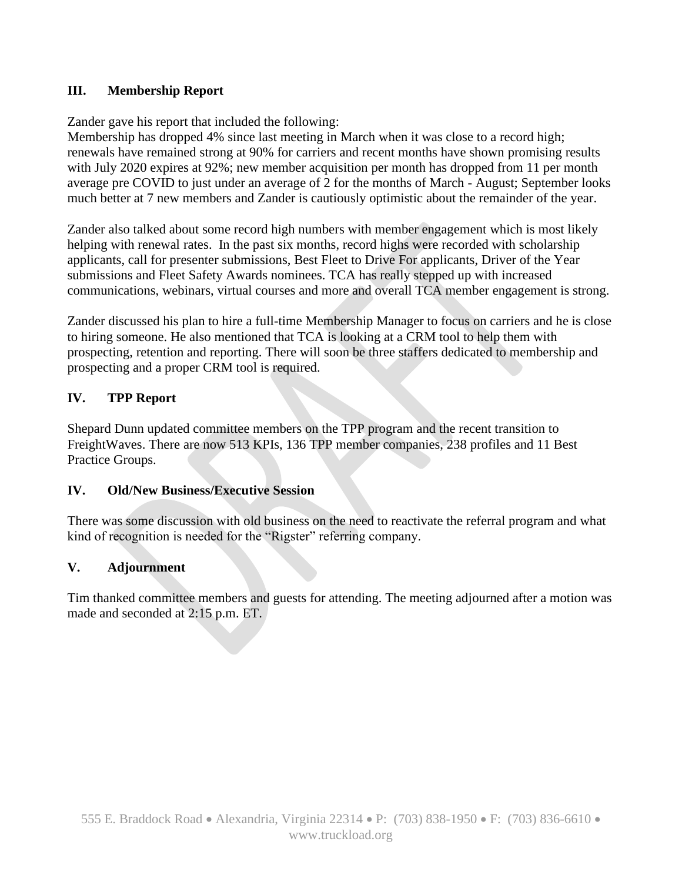## III. Membership Report

Zander gave his report that included the following:
Membership has dropped 4% since last meeting in March when it was close to a record high; renewals have remained strong at 90% for carriers and recent months have shown promising results with July 2020 expires at 92%; new member acquisition per month has dropped from 11 per month average pre COVID to just under an average of 2 for the months of March - August; September looks much better at 7 new members and Zander is cautiously optimistic about the remainder of the year.

Zander also talked about some record high numbers with member engagement which is most likely helping with renewal rates. In the past six months, record highs were recorded with scholarship applicants, call for presenter submissions, Best Fleet to Drive For applicants, Driver of the Year submissions and Fleet Safety Awards nominees. TCA has really stepped up with increased communications, webinars, virtual courses and more and overall TCA member engagement is strong.

Zander discussed his plan to hire a full-time Membership Manager to focus on carriers and he is close to hiring someone. He also mentioned that TCA is looking at a CRM tool to help them with prospecting, retention and reporting. There will soon be three staffers dedicated to membership and prospecting and a proper CRM tool is required.

## IV. TPP Report

Shepard Dunn updated committee members on the TPP program and the recent transition to FreightWaves. There are now 513 KPIs, 136 TPP member companies, 238 profiles and 11 Best Practice Groups.

## IV. Old/New Business/Executive Session

There was some discussion with old business on the need to reactivate the referral program and what kind of recognition is needed for the "Rigster" referring company.

## V. Adjournment

Tim thanked committee members and guests for attending. The meeting adjourned after a motion was made and seconded at 2:15 p.m. ET.